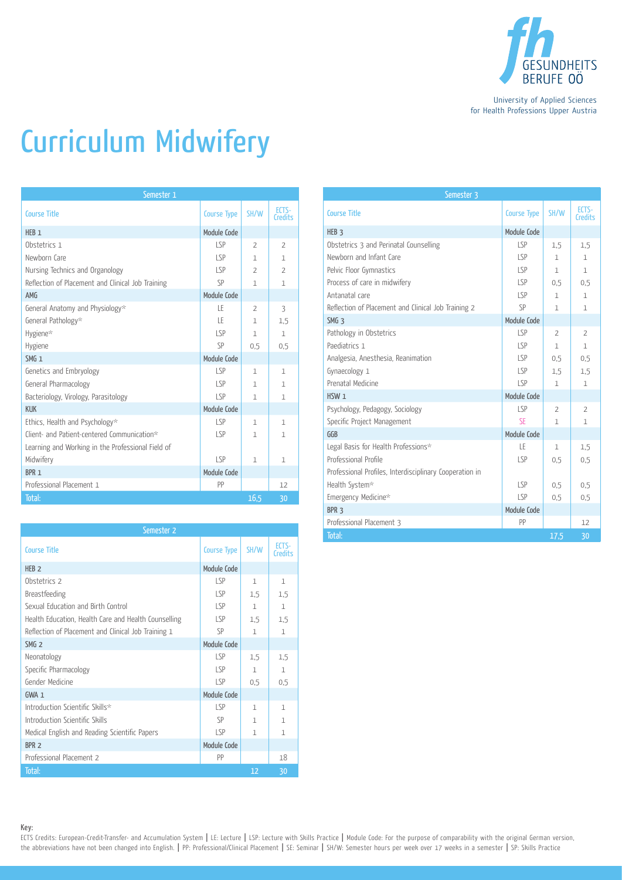University of Applied Sciences
for Health Professions Upper Austria

# Curriculum Midwifery

| Semester 1 | | | |
|---|---|---|---|
| Course Title | Course Type | SH/W | ECTS-Credits |
| HEB 1 | Module Code | | |
| Obstetrics 1 | LSP | 2 | 2 |
| Newborn Care | LSP | 1 | 1 |
| Nursing Technics and Organology | LSP | 2 | 2 |
| Reflection of Placement and Clinical Job Training | SP | 1 | 1 |
| AMG | Module Code | | |
| General Anatomy and Physiology* | LE | 2 | 3 |
| General Pathology* | LE | 1 | 1,5 |
| Hygiene* | LSP | 1 | 1 |
| Hygiene | SP | 0,5 | 0,5 |
| SMG 1 | Module Code | | |
| Genetics and Embryology | LSP | 1 | 1 |
| General Pharmacology | LSP | 1 | 1 |
| Bacteriology, Virology, Parasitology | LSP | 1 | 1 |
| KUK | Module Code | | |
| Ethics, Health and Psychology* | LSP | 1 | 1 |
| Client- and Patient-centered Communication* | LSP | 1 | 1 |
| Learning and Working in the Professional Field of Midwifery | LSP | 1 | 1 |
| BPR 1 | Module Code | | |
| Professional Placement 1 | PP | | 12 |
| Total: | | 16,5 | 30 |

| Semester 2 | | | |
|---|---|---|---|
| Course Title | Course Type | SH/W | ECTS-Credits |
| HEB 2 | Module Code | | |
| Obstetrics 2 | LSP | 1 | 1 |
| Breastfeeding | LSP | 1,5 | 1,5 |
| Sexual Education and Birth Control | LSP | 1 | 1 |
| Health Education, Health Care and Health Counselling | LSP | 1,5 | 1,5 |
| Reflection of Placement and Clinical Job Training 1 | SP | 1 | 1 |
| SMG 2 | Module Code | | |
| Neonatology | LSP | 1,5 | 1,5 |
| Specific Pharmacology | LSP | 1 | 1 |
| Gender Medicine | LSP | 0,5 | 0,5 |
| GWA 1 | Module Code | | |
| Introduction Scientific Skills* | LSP | 1 | 1 |
| Introduction Scientific Skills | SP | 1 | 1 |
| Medical English and Reading Scientific Papers | LSP | 1 | 1 |
| BPR 2 | Module Code | | |
| Professional Placement 2 | PP | | 18 |
| Total: | | 12 | 30 |

| Semester 3 | | | |
|---|---|---|---|
| Course Title | Course Type | SH/W | ECTS-Credits |
| HEB 3 | Module Code | | |
| Obstetrics 3 and Perinatal Counselling | LSP | 1,5 | 1,5 |
| Newborn and Infant Care | LSP | 1 | 1 |
| Pelvic Floor Gymnastics | LSP | 1 | 1 |
| Process of care in midwifery | LSP | 0,5 | 0,5 |
| Antanatal care | LSP | 1 | 1 |
| Reflection of Placement and Clinical Job Training 2 | SP | 1 | 1 |
| SMG 3 | Module Code | | |
| Pathology in Obstetrics | LSP | 2 | 2 |
| Paediatrics 1 | LSP | 1 | 1 |
| Analgesia, Anesthesia, Reanimation | LSP | 0,5 | 0,5 |
| Gynaecology 1 | LSP | 1,5 | 1,5 |
| Prenatal Medicine | LSP | 1 | 1 |
| HSW 1 | Module Code | | |
| Psychology, Pedagogy, Sociology | LSP | 2 | 2 |
| Specific Project Management | SE | 1 | 1 |
| GGB | Module Code | | |
| Legal Basis for Health Professions* | LE | 1 | 1,5 |
| Professional Profile | LSP | 0,5 | 0,5 |
| Professional Profiles, Interdisciplinary Cooperation in Health System* | LSP | 0,5 | 0,5 |
| Emergency Medicine* | LSP | 0,5 | 0,5 |
| BPR 3 | Module Code | | |
| Professional Placement 3 | PP | | 12 |
| Total: | | 17,5 | 30 |

**Key:**
ECTS Credits: European-Credit-Transfer- and Accumulation System | LE: Lecture | LSP: Lecture with Skills Practice | Module Code: For the purpose of comparability with the original German version, the abbreviations have not been changed into English. | PP: Professional/Clinical Placement | SE: Seminar | SH/W: Semester hours per week over 17 weeks in a semester | SP: Skills Practice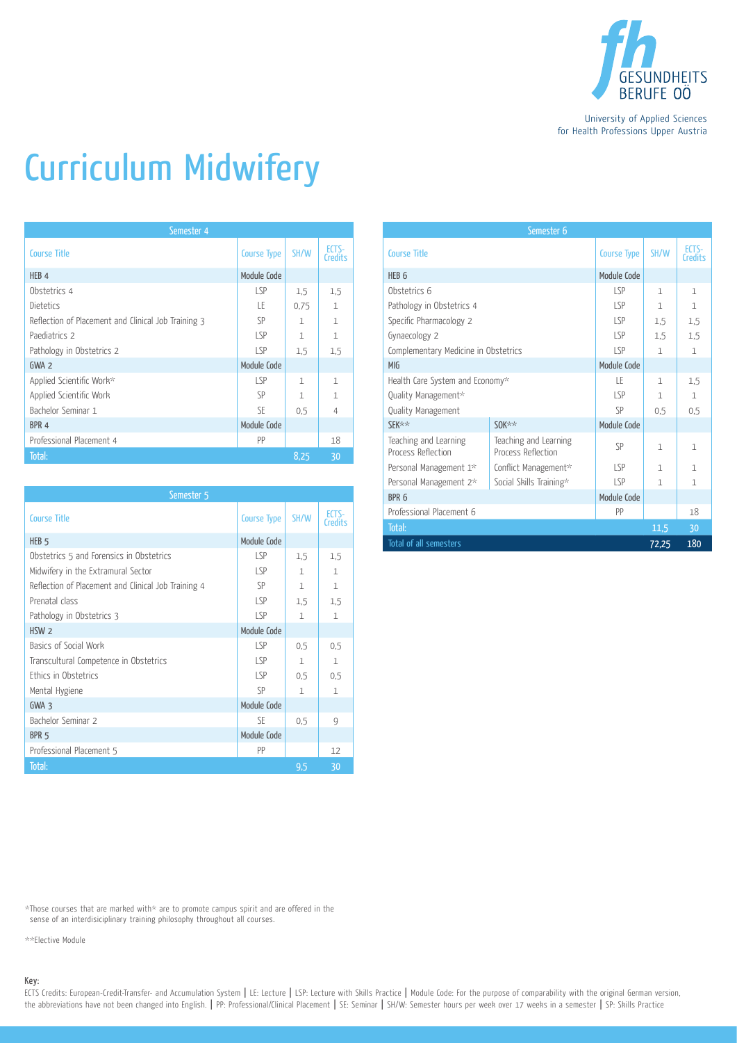fh GESUNDHEITSBERUFE OÖ

University of Applied Sciences for Health Professions Upper Austria

# Curriculum Midwifery

| Semester 4 | | | |
|---|---|---|---|
| Course Title | Course Type | SH/W | ECTS-Credits |
| HEB 4 | Module Code | | |
| Obstetrics 4 | LSP | 1,5 | 1,5 |
| Dietetics | LE | 0,75 | 1 |
| Reflection of Placement and Clinical Job Training 3 | SP | 1 | 1 |
| Paediatrics 2 | LSP | 1 | 1 |
| Pathology in Obstetrics 2 | LSP | 1,5 | 1,5 |
| GWA 2 | Module Code | | |
| Applied Scientific Work* | LSP | 1 | 1 |
| Applied Scientific Work | SP | 1 | 1 |
| Bachelor Seminar 1 | SE | 0,5 | 4 |
| BPR 4 | Module Code | | |
| Professional Placement 4 | PP | | 18 |
| Total: | | 8,25 | 30 |

| Semester 5 | | | |
|---|---|---|---|
| Course Title | Course Type | SH/W | ECTS-Credits |
| HEB 5 | Module Code | | |
| Obstetrics 5 and Forensics in Obstetrics | LSP | 1,5 | 1,5 |
| Midwifery in the Extramural Sector | LSP | 1 | 1 |
| Reflection of Placement and Clinical Job Training 4 | SP | 1 | 1 |
| Prenatal class | LSP | 1,5 | 1,5 |
| Pathology in Obstetrics 3 | LSP | 1 | 1 |
| HSW 2 | Module Code | | |
| Basics of Social Work | LSP | 0,5 | 0,5 |
| Transcultural Competence in Obstetrics | LSP | 1 | 1 |
| Ethics in Obstetrics | LSP | 0,5 | 0,5 |
| Mental Hygiene | SP | 1 | 1 |
| GWA 3 | Module Code | | |
| Bachelor Seminar 2 | SE | 0,5 | 9 |
| BPR 5 | Module Code | | |
| Professional Placement 5 | PP | | 12 |
| Total: | | 9,5 | 30 |

| Semester 6 | | | | |
|---|---|---|---|---|
| Course Title | | Course Type | SH/W | ECTS-Credits |
| HEB 6 | | Module Code | | |
| Obstetrics 6 | | LSP | 1 | 1 |
| Pathology in Obstetrics 4 | | LSP | 1 | 1 |
| Specific Pharmacology 2 | | LSP | 1,5 | 1,5 |
| Gynaecology 2 | | LSP | 1,5 | 1,5 |
| Complementary Medicine in Obstetrics | | LSP | 1 | 1 |
| MIG | | Module Code | | |
| Health Care System and Economy* | | LE | 1 | 1,5 |
| Quality Management* | | LSP | 1 | 1 |
| Quality Management | | SP | 0,5 | 0,5 |
| SEK** | SOK** | Module Code | | |
| Teaching and Learning Process Reflection | Teaching and Learning Process Reflection | SP | 1 | 1 |
| Personal Management 1* | Conflict Management* | LSP | 1 | 1 |
| Personal Management 2* | Social Skills Training* | LSP | 1 | 1 |
| BPR 6 | | Module Code | | |
| Professional Placement 6 | | PP | | 18 |
| Total: | | | 11,5 | 30 |
| Total of all semesters | | | 72,25 | 180 |

*Those courses that are marked with* are to promote campus spirit and are offered in the sense of an interdisiciplinary training philosophy throughout all courses.

**Elective Module

**Key:**
ECTS Credits: European-Credit-Transfer- and Accumulation System | LE: Lecture | LSP: Lecture with Skills Practice | Module Code: For the purpose of comparability with the original German version, the abbreviations have not been changed into English. | PP: Professional/Clinical Placement | SE: Seminar | SH/W: Semester hours per week over 17 weeks in a semester | SP: Skills Practice